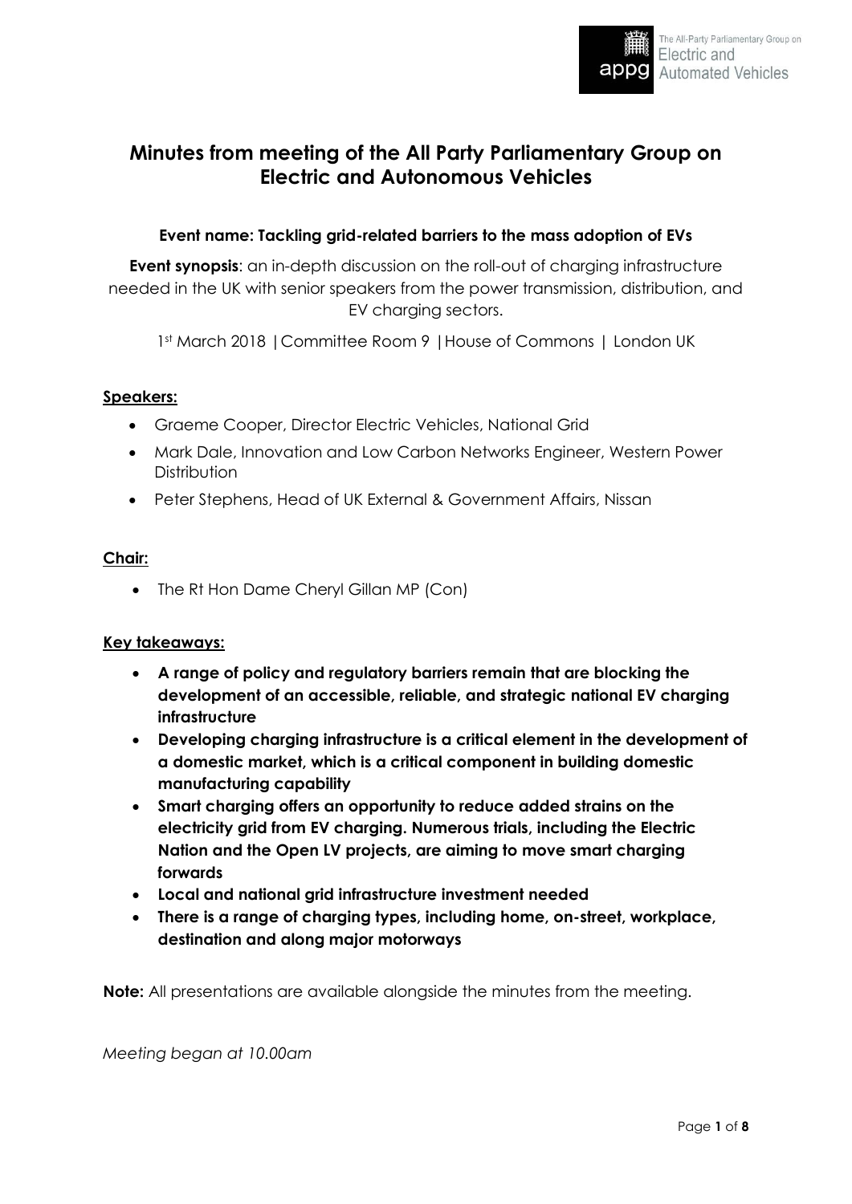# Minutes from meeting of the All Party Parliamentary Group on Electric and Autonomous Vehicles

**Event name: Tackling grid-related barriers to the mass adoption of EVs**

**Event synopsis**: an in-depth discussion on the roll-out of charging infrastructure needed in the UK with senior speakers from the power transmission, distribution, and EV charging sectors.

1st March 2018 | Committee Room 9 | House of Commons | London UK

**Speakers:**

- Graeme Cooper, Director Electric Vehicles, National Grid
- Mark Dale, Innovation and Low Carbon Networks Engineer, Western Power Distribution
- Peter Stephens, Head of UK External & Government Affairs, Nissan

**Chair:**

- The Rt Hon Dame Cheryl Gillan MP (Con)

**Key takeaways:**

- **A range of policy and regulatory barriers remain that are blocking the development of an accessible, reliable, and strategic national EV charging infrastructure**
- **Developing charging infrastructure is a critical element in the development of a domestic market, which is a critical component in building domestic manufacturing capability**
- **Smart charging offers an opportunity to reduce added strains on the electricity grid from EV charging. Numerous trials, including the Electric Nation and the Open LV projects, are aiming to move smart charging forwards**
- **Local and national grid infrastructure investment needed**
- **There is a range of charging types, including home, on-street, workplace, destination and along major motorways**

**Note:** All presentations are available alongside the minutes from the meeting.

*Meeting began at 10.00am*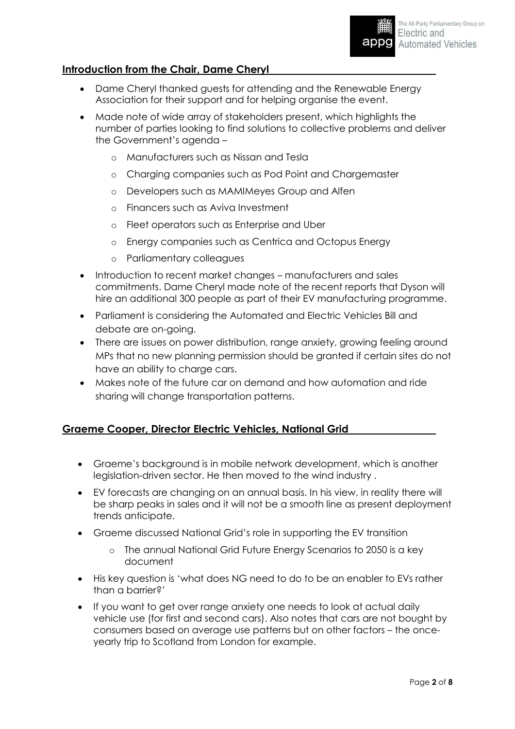## Introduction from the Chair, Dame Cheryl

- Dame Cheryl thanked guests for attending and the Renewable Energy Association for their support and for helping organise the event.
- Made note of wide array of stakeholders present, which highlights the number of parties looking to find solutions to collective problems and deliver the Government's agenda –
  - Manufacturers such as Nissan and Tesla
  - Charging companies such as Pod Point and Chargemaster
  - Developers such as MAMIMeyes Group and Alfen
  - Financers such as Aviva Investment
  - Fleet operators such as Enterprise and Uber
  - Energy companies such as Centrica and Octopus Energy
  - Parliamentary colleagues
- Introduction to recent market changes – manufacturers and sales commitments. Dame Cheryl made note of the recent reports that Dyson will hire an additional 300 people as part of their EV manufacturing programme.
- Parliament is considering the Automated and Electric Vehicles Bill and debate are on-going.
- There are issues on power distribution, range anxiety, growing feeling around MPs that no new planning permission should be granted if certain sites do not have an ability to charge cars.
- Makes note of the future car on demand and how automation and ride sharing will change transportation patterns.

## Graeme Cooper, Director Electric Vehicles, National Grid

- Graeme's background is in mobile network development, which is another legislation-driven sector. He then moved to the wind industry .
- EV forecasts are changing on an annual basis. In his view, in reality there will be sharp peaks in sales and it will not be a smooth line as present deployment trends anticipate.
- Graeme discussed National Grid's role in supporting the EV transition
  - The annual National Grid Future Energy Scenarios to 2050 is a key document
- His key question is 'what does NG need to do to be an enabler to EVs rather than a barrier?'
- If you want to get over range anxiety one needs to look at actual daily vehicle use (for first and second cars). Also notes that cars are not bought by consumers based on average use patterns but on other factors – the once-yearly trip to Scotland from London for example.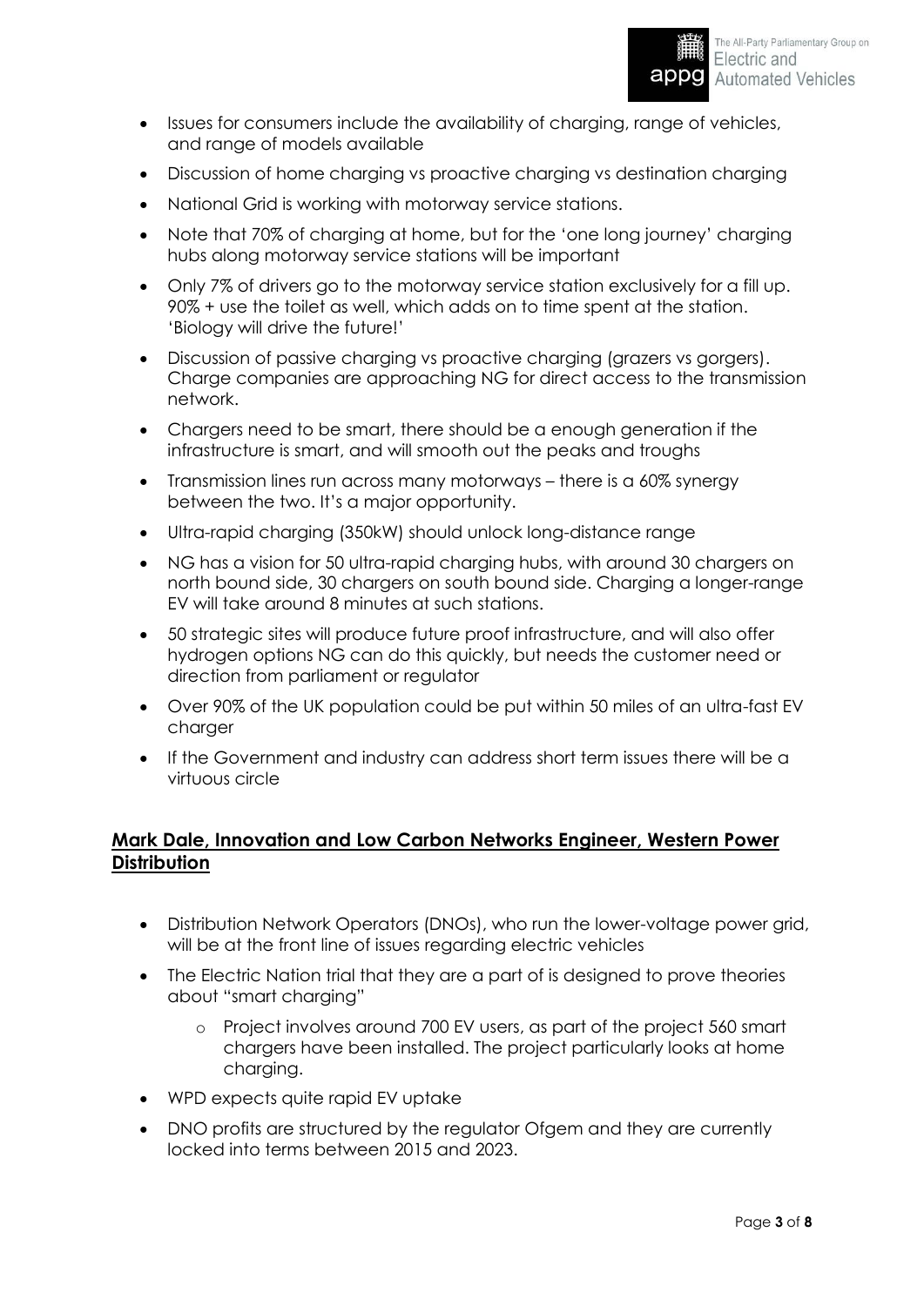- Issues for consumers include the availability of charging, range of vehicles, and range of models available
- Discussion of home charging vs proactive charging vs destination charging
- National Grid is working with motorway service stations.
- Note that 70% of charging at home, but for the 'one long journey' charging hubs along motorway service stations will be important
- Only 7% of drivers go to the motorway service station exclusively for a fill up. 90% + use the toilet as well, which adds on to time spent at the station. 'Biology will drive the future!'
- Discussion of passive charging vs proactive charging (grazers vs gorgers). Charge companies are approaching NG for direct access to the transmission network.
- Chargers need to be smart, there should be a enough generation if the infrastructure is smart, and will smooth out the peaks and troughs
- Transmission lines run across many motorways – there is a 60% synergy between the two. It's a major opportunity.
- Ultra-rapid charging (350kW) should unlock long-distance range
- NG has a vision for 50 ultra-rapid charging hubs, with around 30 chargers on north bound side, 30 chargers on south bound side. Charging a longer-range EV will take around 8 minutes at such stations.
- 50 strategic sites will produce future proof infrastructure, and will also offer hydrogen options NG can do this quickly, but needs the customer need or direction from parliament or regulator
- Over 90% of the UK population could be put within 50 miles of an ultra-fast EV charger
- If the Government and industry can address short term issues there will be a virtuous circle

## **Mark Dale, Innovation and Low Carbon Networks Engineer, Western Power Distribution**

- Distribution Network Operators (DNOs), who run the lower-voltage power grid, will be at the front line of issues regarding electric vehicles
- The Electric Nation trial that they are a part of is designed to prove theories about "smart charging"
  - Project involves around 700 EV users, as part of the project 560 smart chargers have been installed. The project particularly looks at home charging.
- WPD expects quite rapid EV uptake
- DNO profits are structured by the regulator Ofgem and they are currently locked into terms between 2015 and 2023.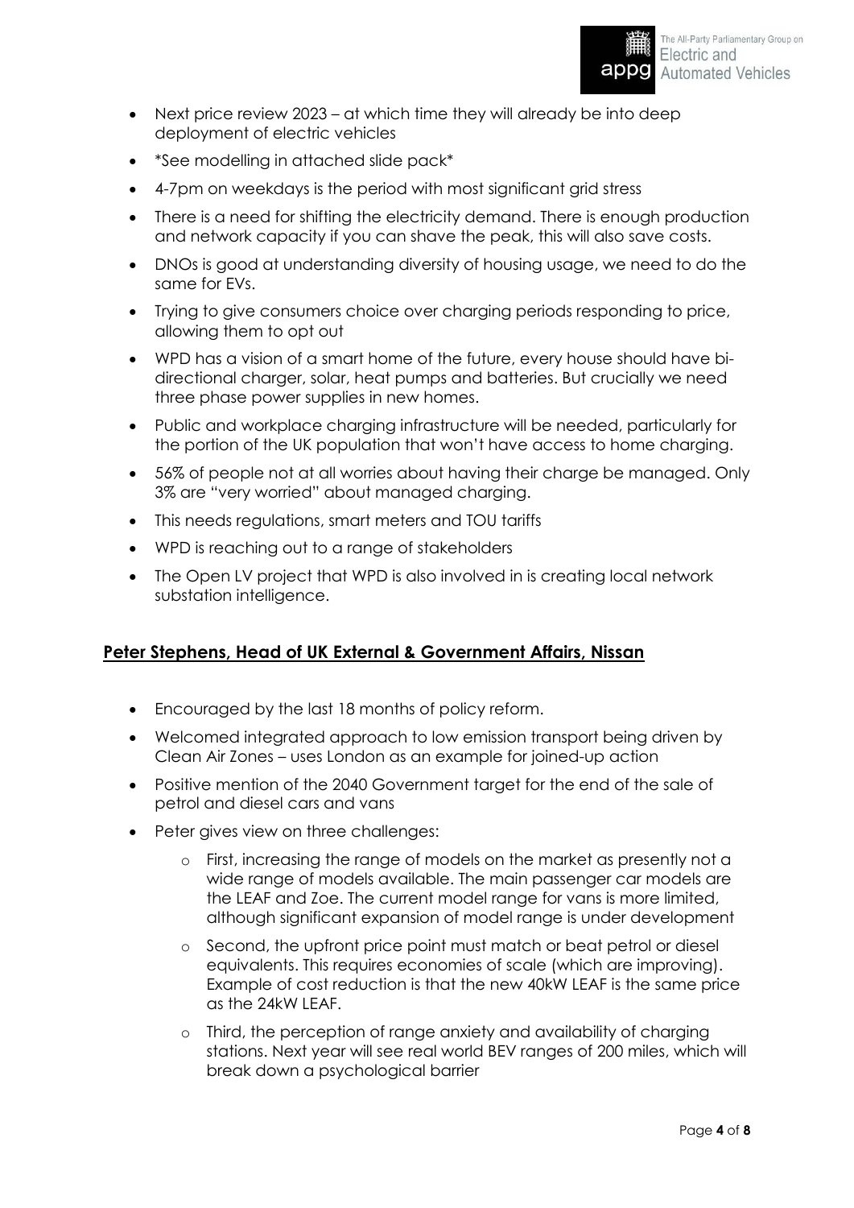- Next price review 2023 – at which time they will already be into deep deployment of electric vehicles
- *See modelling in attached slide pack*
- 4-7pm on weekdays is the period with most significant grid stress
- There is a need for shifting the electricity demand. There is enough production and network capacity if you can shave the peak, this will also save costs.
- DNOs is good at understanding diversity of housing usage, we need to do the same for EVs.
- Trying to give consumers choice over charging periods responding to price, allowing them to opt out
- WPD has a vision of a smart home of the future, every house should have bi-directional charger, solar, heat pumps and batteries. But crucially we need three phase power supplies in new homes.
- Public and workplace charging infrastructure will be needed, particularly for the portion of the UK population that won't have access to home charging.
- 56% of people not at all worries about having their charge be managed. Only 3% are "very worried" about managed charging.
- This needs regulations, smart meters and TOU tariffs
- WPD is reaching out to a range of stakeholders
- The Open LV project that WPD is also involved in is creating local network substation intelligence.

## Peter Stephens, Head of UK External & Government Affairs, Nissan

- Encouraged by the last 18 months of policy reform.
- Welcomed integrated approach to low emission transport being driven by Clean Air Zones – uses London as an example for joined-up action
- Positive mention of the 2040 Government target for the end of the sale of petrol and diesel cars and vans
- Peter gives view on three challenges:
  - First, increasing the range of models on the market as presently not a wide range of models available. The main passenger car models are the LEAF and Zoe. The current model range for vans is more limited, although significant expansion of model range is under development
  - Second, the upfront price point must match or beat petrol or diesel equivalents. This requires economies of scale (which are improving). Example of cost reduction is that the new 40kW LEAF is the same price as the 24kW LEAF.
  - Third, the perception of range anxiety and availability of charging stations. Next year will see real world BEV ranges of 200 miles, which will break down a psychological barrier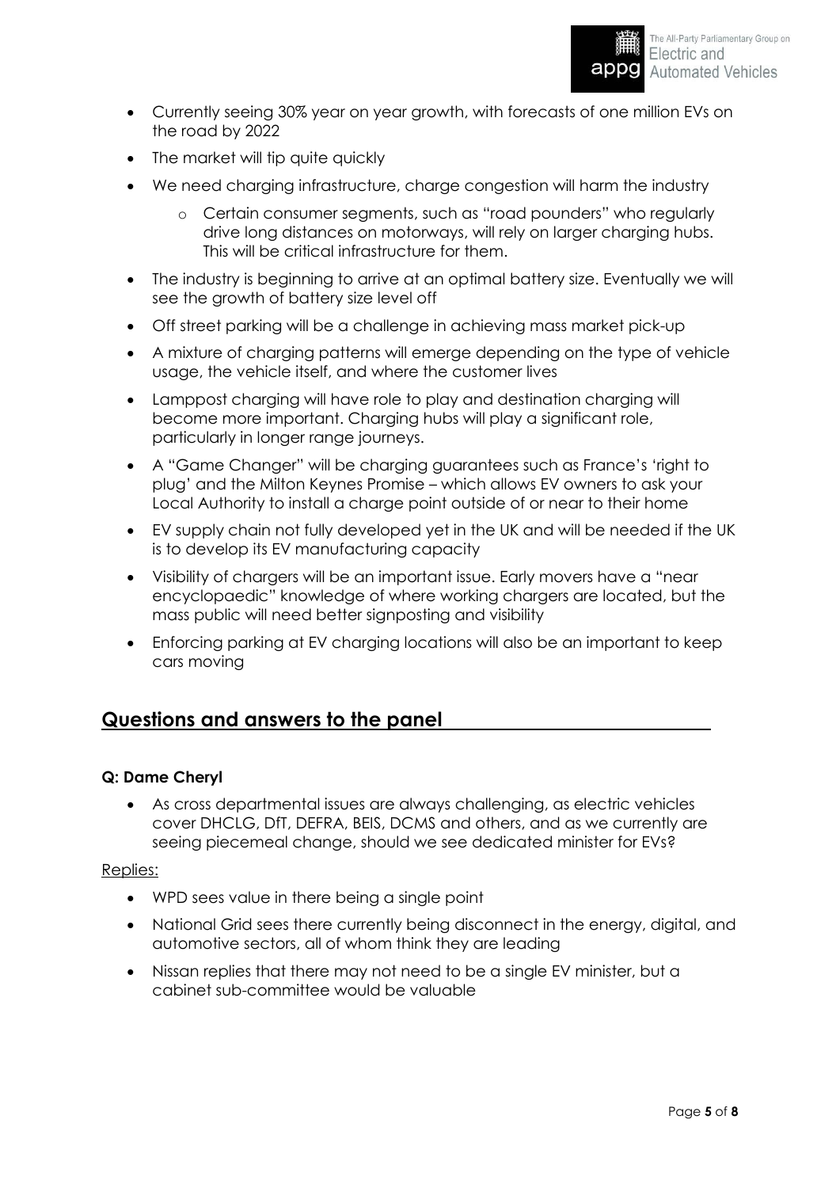- Currently seeing 30% year on year growth, with forecasts of one million EVs on the road by 2022
- The market will tip quite quickly
- We need charging infrastructure, charge congestion will harm the industry
  - Certain consumer segments, such as "road pounders" who regularly drive long distances on motorways, will rely on larger charging hubs. This will be critical infrastructure for them.
- The industry is beginning to arrive at an optimal battery size. Eventually we will see the growth of battery size level off
- Off street parking will be a challenge in achieving mass market pick-up
- A mixture of charging patterns will emerge depending on the type of vehicle usage, the vehicle itself, and where the customer lives
- Lamppost charging will have role to play and destination charging will become more important. Charging hubs will play a significant role, particularly in longer range journeys.
- A "Game Changer" will be charging guarantees such as France's 'right to plug' and the Milton Keynes Promise – which allows EV owners to ask your Local Authority to install a charge point outside of or near to their home
- EV supply chain not fully developed yet in the UK and will be needed if the UK is to develop its EV manufacturing capacity
- Visibility of chargers will be an important issue. Early movers have a "near encyclopaedic" knowledge of where working chargers are located, but the mass public will need better signposting and visibility
- Enforcing parking at EV charging locations will also be an important to keep cars moving

## Questions and answers to the panel

#### Q: Dame Cheryl

- As cross departmental issues are always challenging, as electric vehicles cover DHCLG, DfT, DEFRA, BEIS, DCMS and others, and as we currently are seeing piecemeal change, should we see dedicated minister for EVs?

Replies:

- WPD sees value in there being a single point
- National Grid sees there currently being disconnect in the energy, digital, and automotive sectors, all of whom think they are leading
- Nissan replies that there may not need to be a single EV minister, but a cabinet sub-committee would be valuable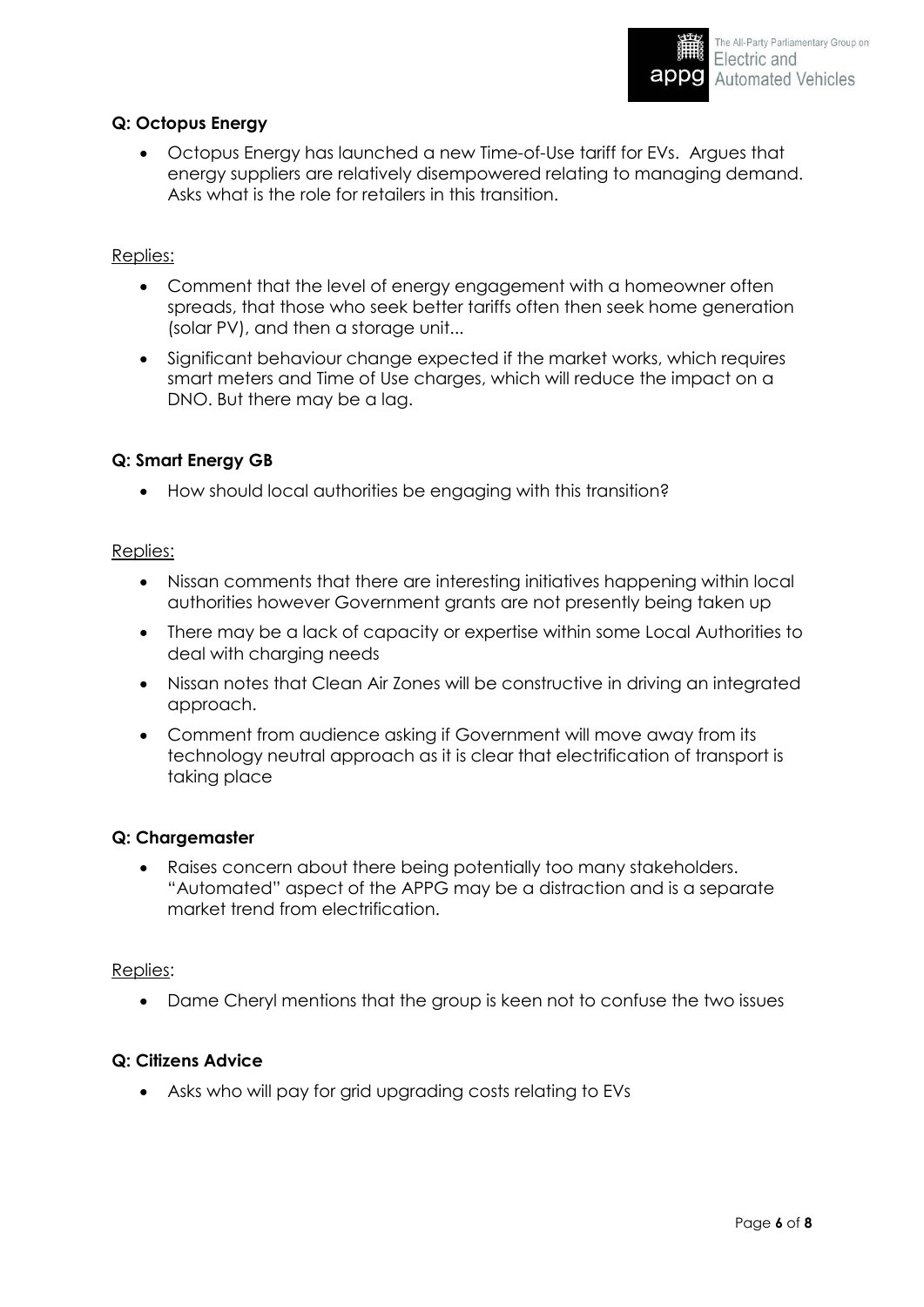**Q: Octopus Energy**

- Octopus Energy has launched a new Time-of-Use tariff for EVs. Argues that energy suppliers are relatively disempowered relating to managing demand. Asks what is the role for retailers in this transition.

Replies:

- Comment that the level of energy engagement with a homeowner often spreads, that those who seek better tariffs often then seek home generation (solar PV), and then a storage unit...
- Significant behaviour change expected if the market works, which requires smart meters and Time of Use charges, which will reduce the impact on a DNO. But there may be a lag.

**Q: Smart Energy GB**

- How should local authorities be engaging with this transition?

Replies:

- Nissan comments that there are interesting initiatives happening within local authorities however Government grants are not presently being taken up
- There may be a lack of capacity or expertise within some Local Authorities to deal with charging needs
- Nissan notes that Clean Air Zones will be constructive in driving an integrated approach.
- Comment from audience asking if Government will move away from its technology neutral approach as it is clear that electrification of transport is taking place

**Q: Chargemaster**

- Raises concern about there being potentially too many stakeholders. "Automated" aspect of the APPG may be a distraction and is a separate market trend from electrification.

Replies:

- Dame Cheryl mentions that the group is keen not to confuse the two issues

**Q: Citizens Advice**

- Asks who will pay for grid upgrading costs relating to EVs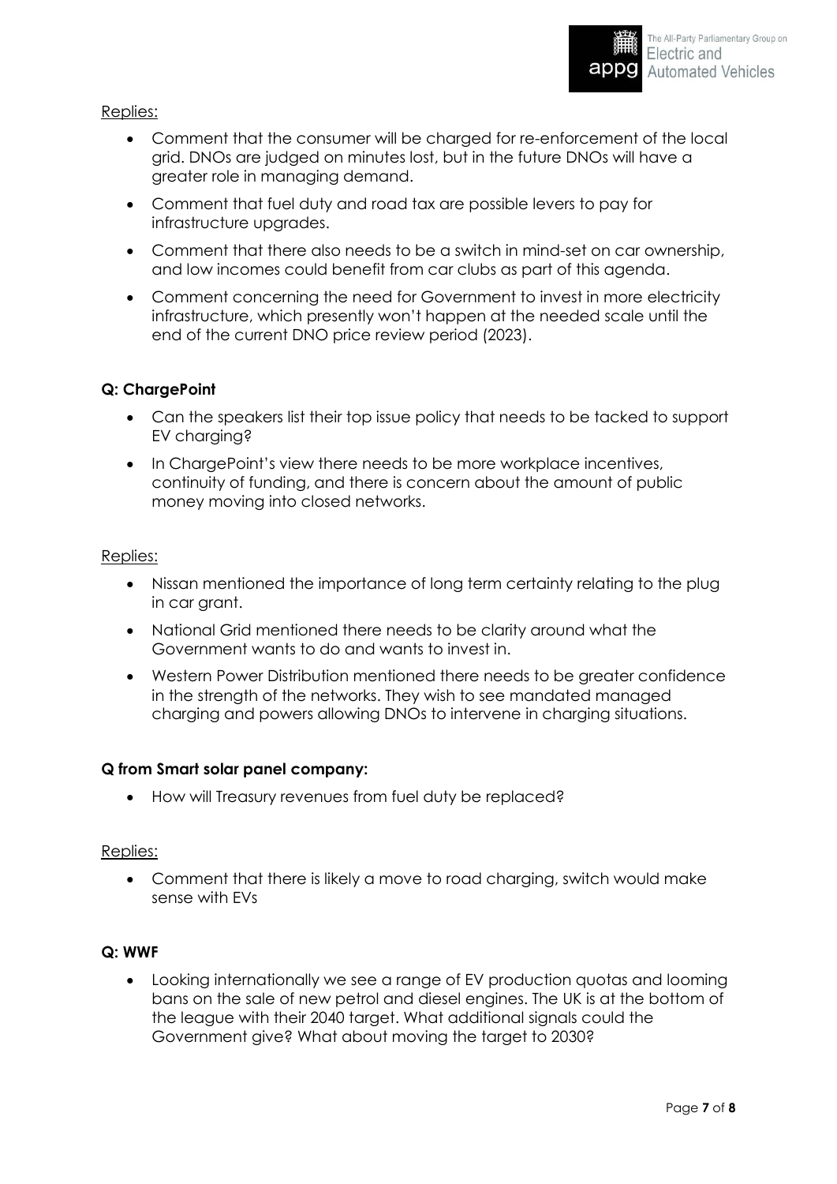Replies:

- Comment that the consumer will be charged for re-enforcement of the local grid. DNOs are judged on minutes lost, but in the future DNOs will have a greater role in managing demand.
- Comment that fuel duty and road tax are possible levers to pay for infrastructure upgrades.
- Comment that there also needs to be a switch in mind-set on car ownership, and low incomes could benefit from car clubs as part of this agenda.
- Comment concerning the need for Government to invest in more electricity infrastructure, which presently won't happen at the needed scale until the end of the current DNO price review period (2023).

**Q: ChargePoint**

- Can the speakers list their top issue policy that needs to be tacked to support EV charging?
- In ChargePoint's view there needs to be more workplace incentives, continuity of funding, and there is concern about the amount of public money moving into closed networks.

Replies:

- Nissan mentioned the importance of long term certainty relating to the plug in car grant.
- National Grid mentioned there needs to be clarity around what the Government wants to do and wants to invest in.
- Western Power Distribution mentioned there needs to be greater confidence in the strength of the networks. They wish to see mandated managed charging and powers allowing DNOs to intervene in charging situations.

**Q from Smart solar panel company:**

- How will Treasury revenues from fuel duty be replaced?

Replies:

- Comment that there is likely a move to road charging, switch would make sense with EVs

**Q: WWF**

- Looking internationally we see a range of EV production quotas and looming bans on the sale of new petrol and diesel engines. The UK is at the bottom of the league with their 2040 target. What additional signals could the Government give? What about moving the target to 2030?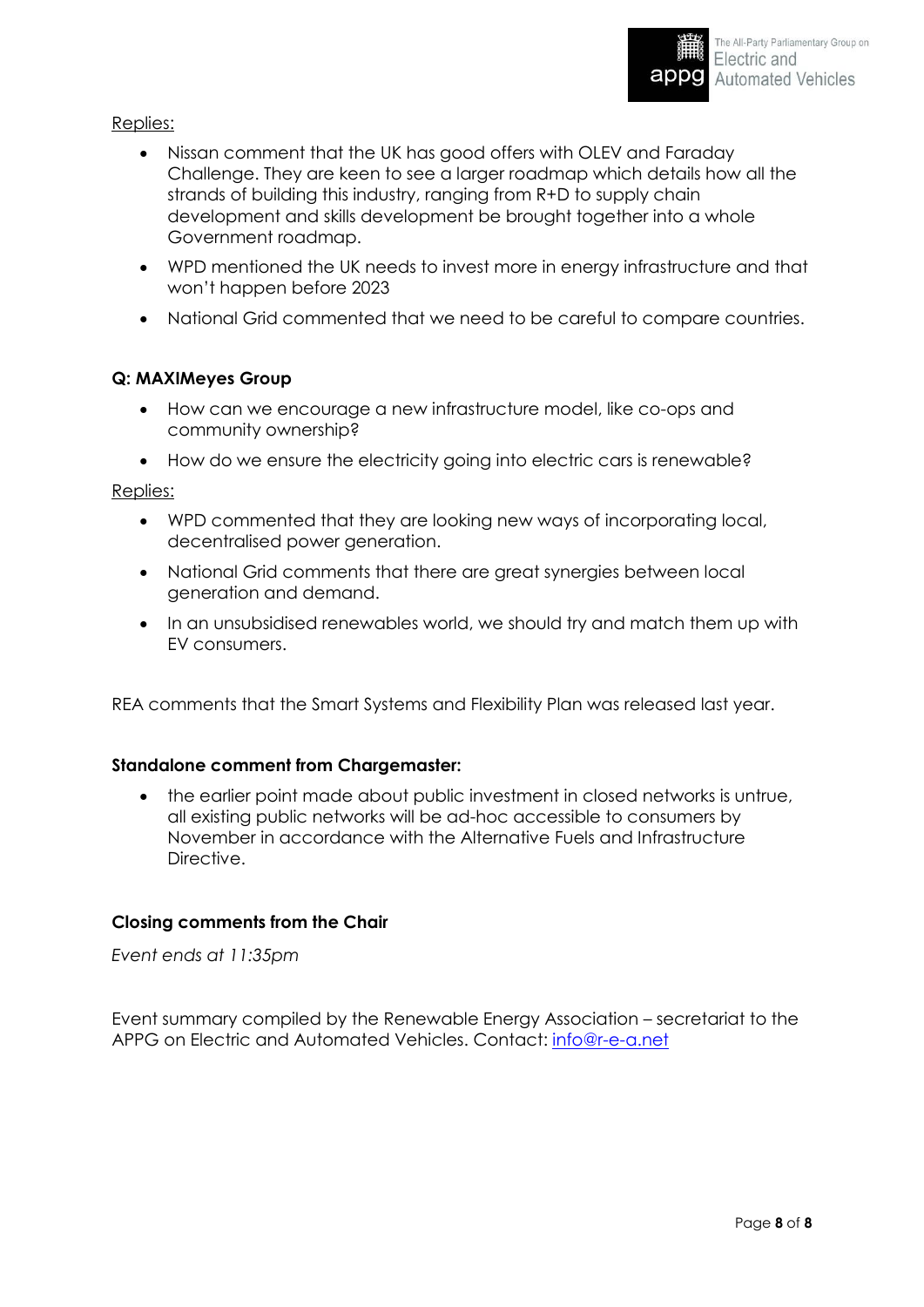Replies:

- Nissan comment that the UK has good offers with OLEV and Faraday Challenge. They are keen to see a larger roadmap which details how all the strands of building this industry, ranging from R+D to supply chain development and skills development be brought together into a whole Government roadmap.
- WPD mentioned the UK needs to invest more in energy infrastructure and that won't happen before 2023
- National Grid commented that we need to be careful to compare countries.

**Q: MAXIMeyes Group**

- How can we encourage a new infrastructure model, like co-ops and community ownership?
- How do we ensure the electricity going into electric cars is renewable?

Replies:

- WPD commented that they are looking new ways of incorporating local, decentralised power generation.
- National Grid comments that there are great synergies between local generation and demand.
- In an unsubsidised renewables world, we should try and match them up with EV consumers.

REA comments that the Smart Systems and Flexibility Plan was released last year.

**Standalone comment from Chargemaster:**

- the earlier point made about public investment in closed networks is untrue, all existing public networks will be ad-hoc accessible to consumers by November in accordance with the Alternative Fuels and Infrastructure Directive.

**Closing comments from the Chair**

*Event ends at 11:35pm*

Event summary compiled by the Renewable Energy Association – secretariat to the APPG on Electric and Automated Vehicles. Contact: info@r-e-a.net